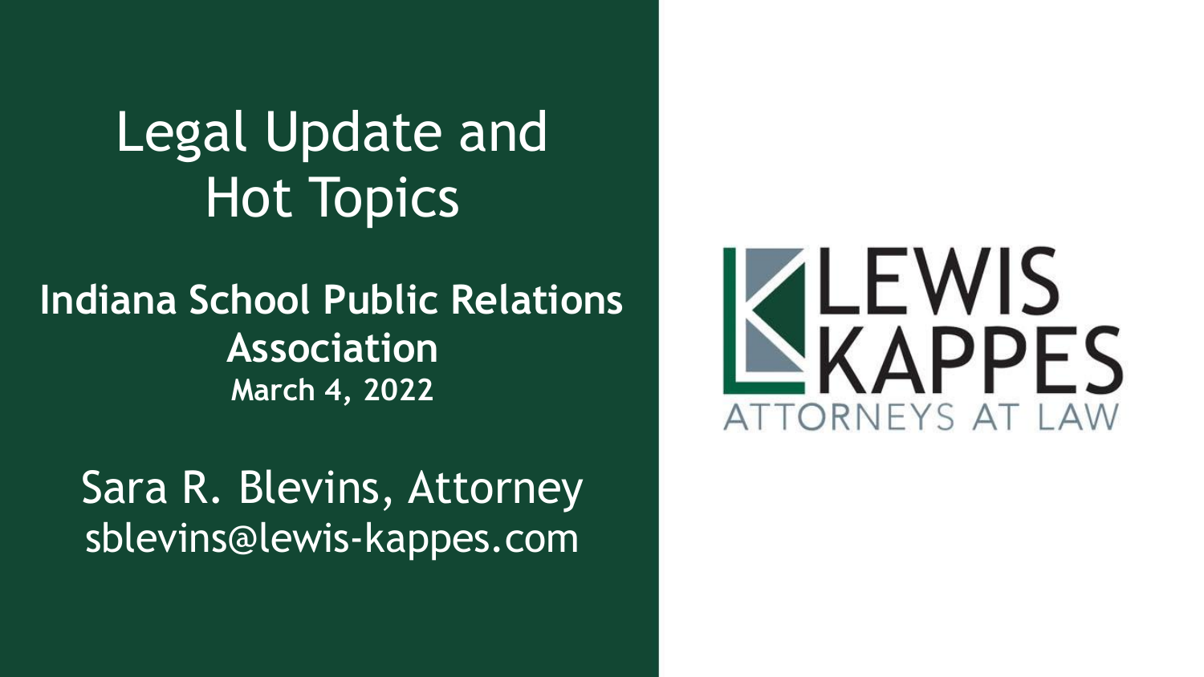# Legal Update and Hot Topics

**Indiana School Public Relations Association**

**March 4, 2022**

Sara R. Blevins, Attorney

sblevins@lewis-kappes.com

LEWIS KAPPES

ATTORNEYS AT LAW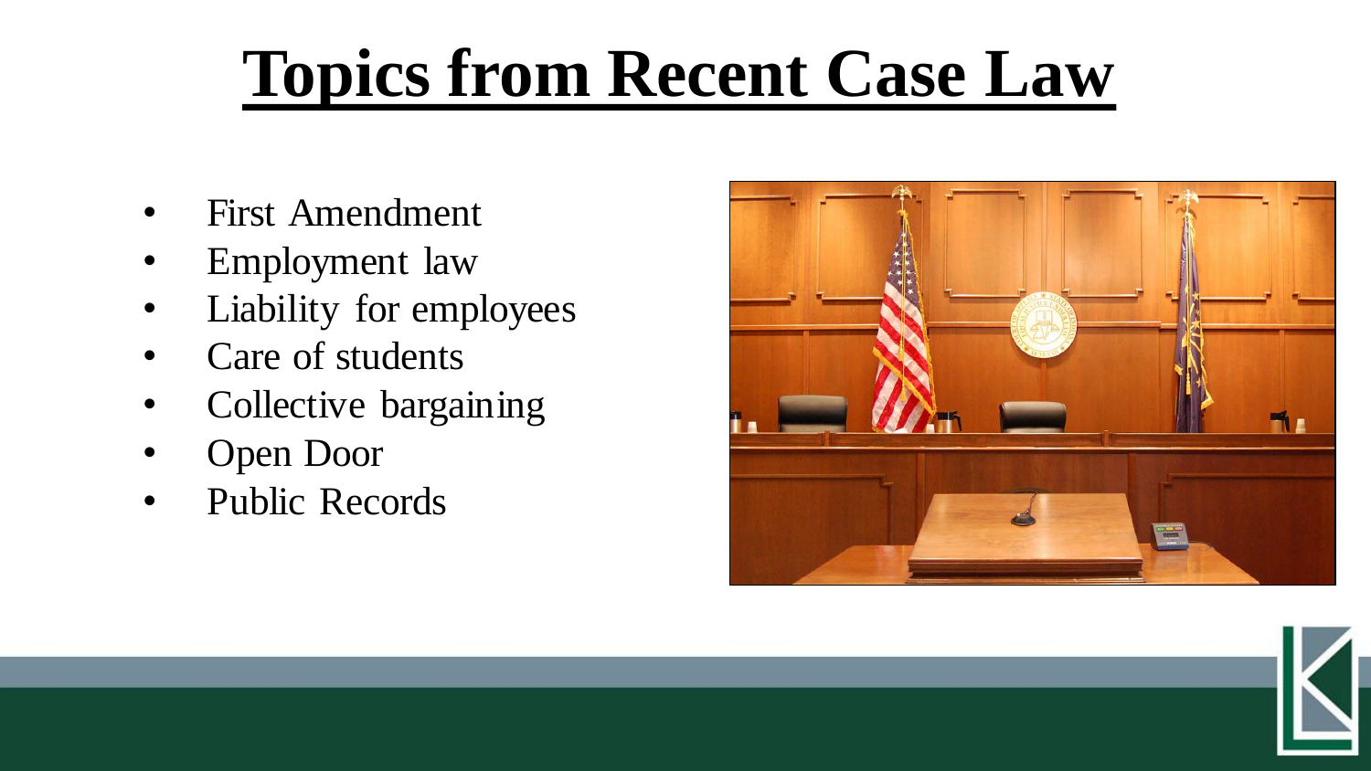# Topics from Recent Case Law

- First Amendment
- Employment law
- Liability for employees
- Care of students
- Collective bargaining
- Open Door
- Public Records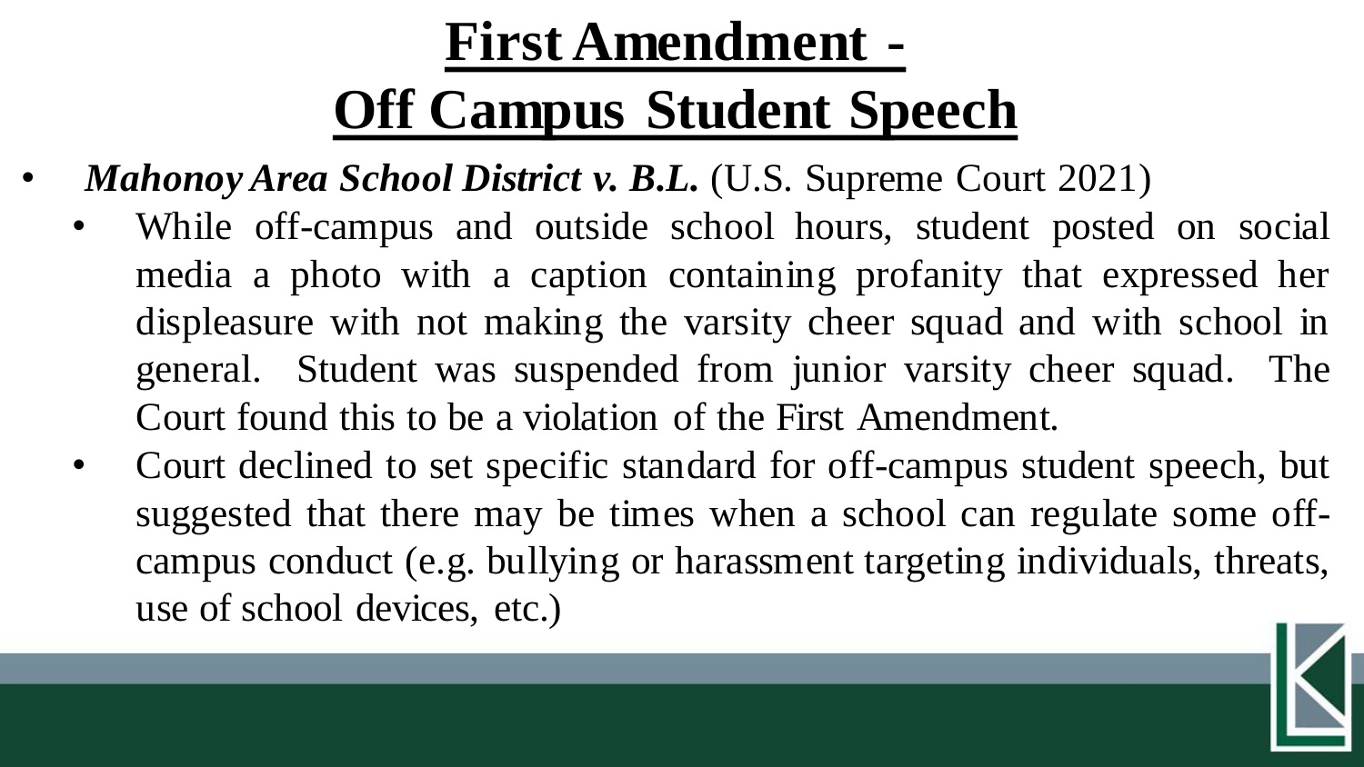# First Amendment - Off Campus Student Speech

- ***Mahonoy Area School District v. B.L.*** (U.S. Supreme Court 2021)
  - While off-campus and outside school hours, student posted on social media a photo with a caption containing profanity that expressed her displeasure with not making the varsity cheer squad and with school in general. Student was suspended from junior varsity cheer squad. The Court found this to be a violation of the First Amendment.
  - Court declined to set specific standard for off-campus student speech, but suggested that there may be times when a school can regulate some off-campus conduct (e.g. bullying or harassment targeting individuals, threats, use of school devices, etc.)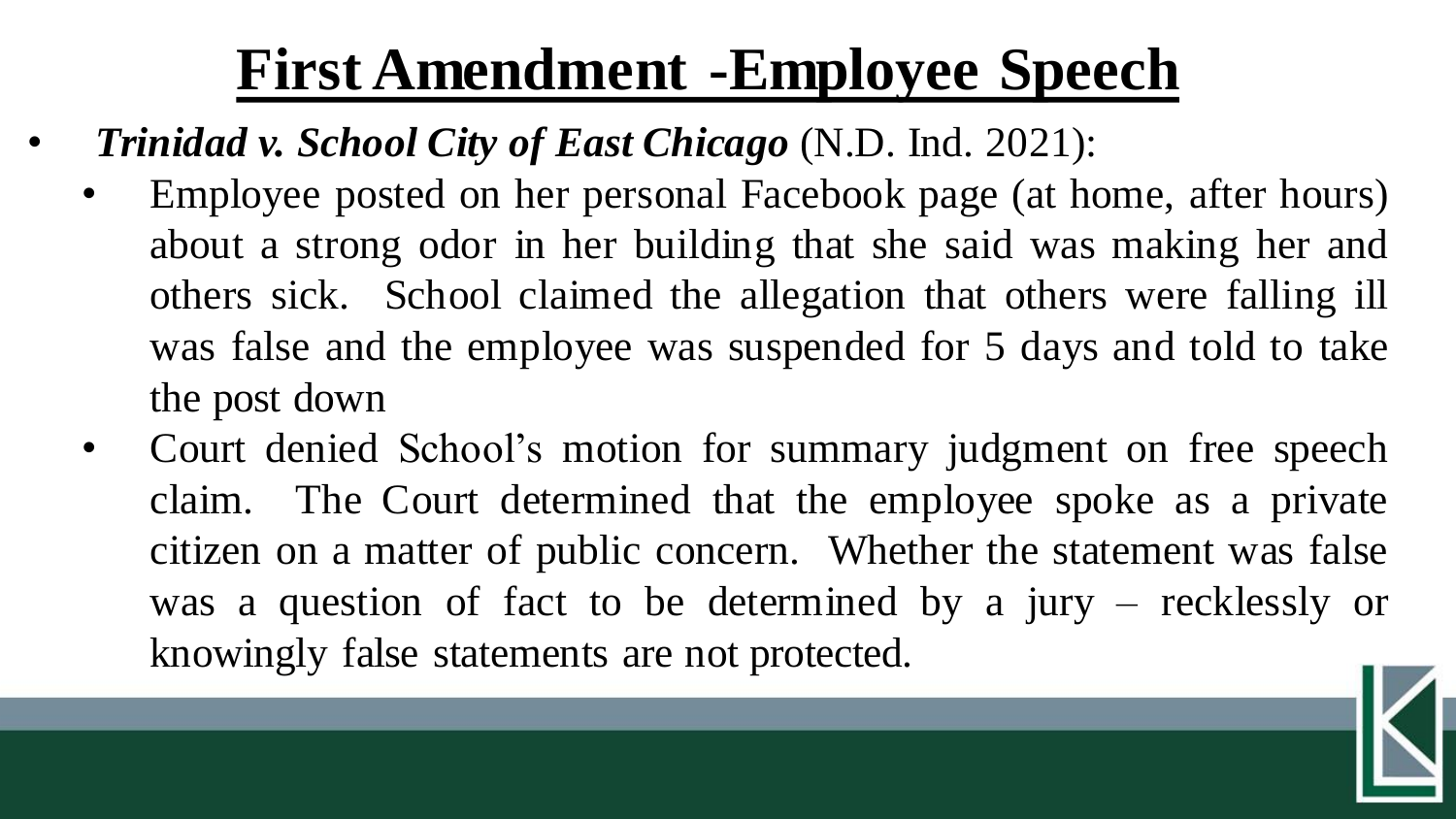# First Amendment -Employee Speech

- ***Trinidad v. School City of East Chicago*** (N.D. Ind. 2021):
  - Employee posted on her personal Facebook page (at home, after hours) about a strong odor in her building that she said was making her and others sick. School claimed the allegation that others were falling ill was false and the employee was suspended for 5 days and told to take the post down
  - Court denied School's motion for summary judgment on free speech claim. The Court determined that the employee spoke as a private citizen on a matter of public concern. Whether the statement was false was a question of fact to be determined by a jury – recklessly or knowingly false statements are not protected.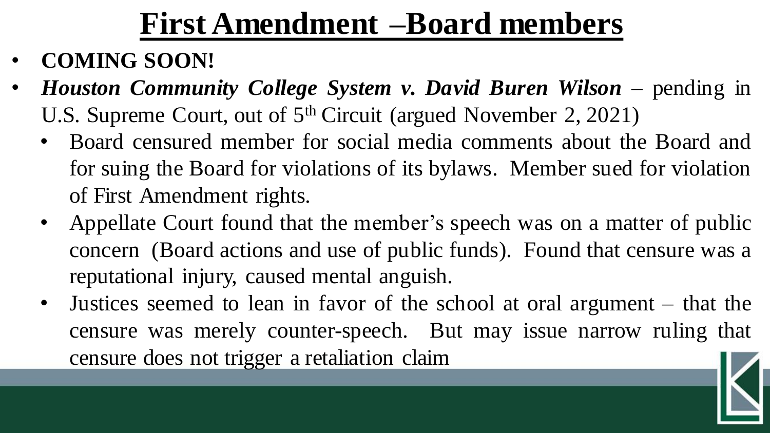# First Amendment –Board members

- **COMING SOON!**
- ***Houston Community College System v. David Buren Wilson*** – pending in U.S. Supreme Court, out of 5th Circuit (argued November 2, 2021)
  - Board censured member for social media comments about the Board and for suing the Board for violations of its bylaws. Member sued for violation of First Amendment rights.
  - Appellate Court found that the member's speech was on a matter of public concern (Board actions and use of public funds). Found that censure was a reputational injury, caused mental anguish.
  - Justices seemed to lean in favor of the school at oral argument – that the censure was merely counter-speech. But may issue narrow ruling that censure does not trigger a retaliation claim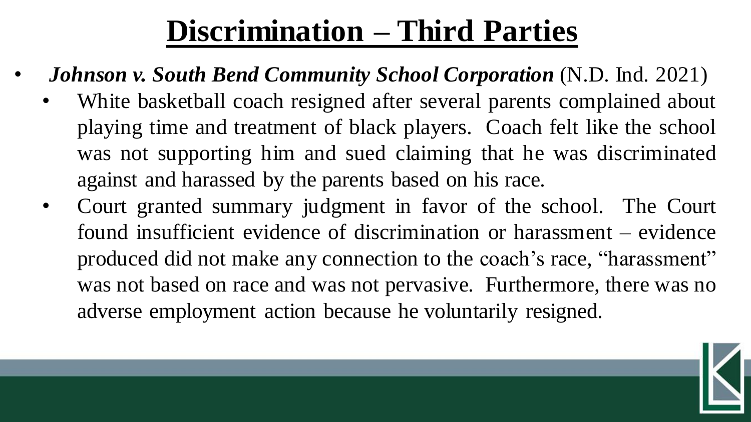# Discrimination – Third Parties

- ***Johnson v. South Bend Community School Corporation*** (N.D. Ind. 2021)
  - White basketball coach resigned after several parents complained about playing time and treatment of black players. Coach felt like the school was not supporting him and sued claiming that he was discriminated against and harassed by the parents based on his race.
  - Court granted summary judgment in favor of the school. The Court found insufficient evidence of discrimination or harassment – evidence produced did not make any connection to the coach's race, "harassment" was not based on race and was not pervasive. Furthermore, there was no adverse employment action because he voluntarily resigned.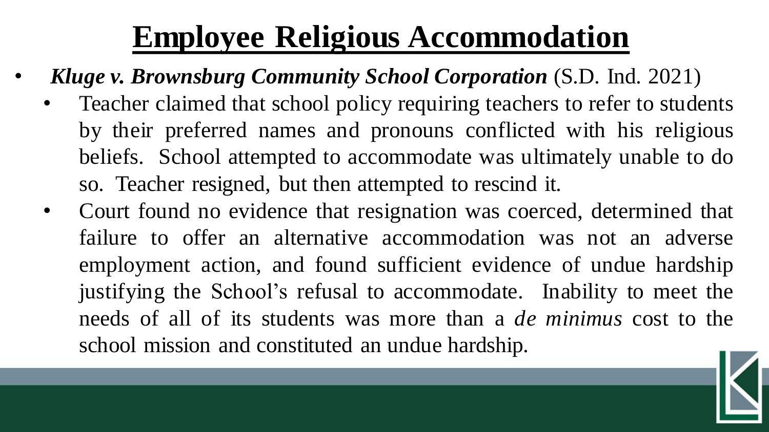# Employee Religious Accommodation

- ***Kluge v. Brownsburg Community School Corporation*** (S.D. Ind. 2021)
  - Teacher claimed that school policy requiring teachers to refer to students by their preferred names and pronouns conflicted with his religious beliefs. School attempted to accommodate was ultimately unable to do so. Teacher resigned, but then attempted to rescind it.
  - Court found no evidence that resignation was coerced, determined that failure to offer an alternative accommodation was not an adverse employment action, and found sufficient evidence of undue hardship justifying the School's refusal to accommodate. Inability to meet the needs of all of its students was more than a *de minimus* cost to the school mission and constituted an undue hardship.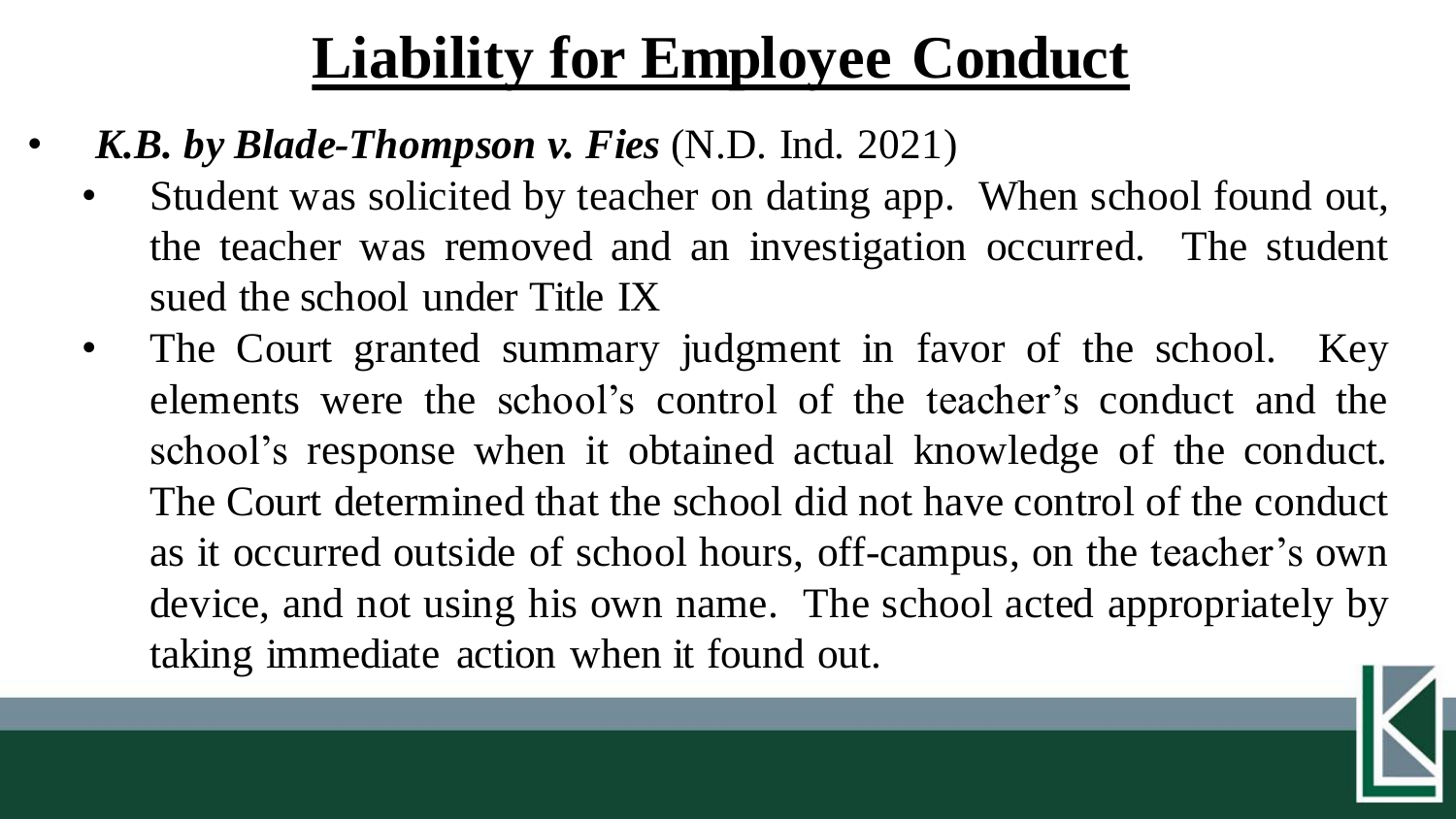# Liability for Employee Conduct

- ***K.B. by Blade-Thompson v. Fies*** (N.D. Ind. 2021)
  - Student was solicited by teacher on dating app. When school found out, the teacher was removed and an investigation occurred. The student sued the school under Title IX
  - The Court granted summary judgment in favor of the school. Key elements were the school's control of the teacher's conduct and the school's response when it obtained actual knowledge of the conduct. The Court determined that the school did not have control of the conduct as it occurred outside of school hours, off-campus, on the teacher's own device, and not using his own name. The school acted appropriately by taking immediate action when it found out.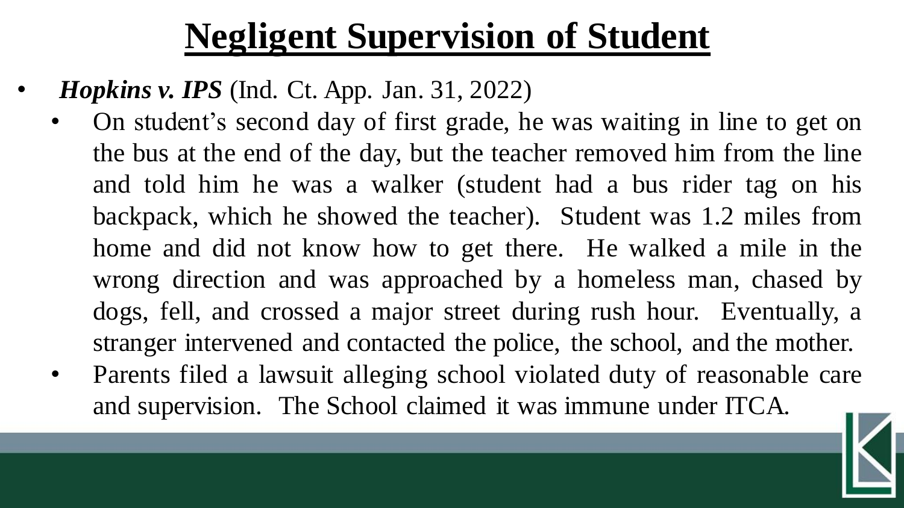# Negligent Supervision of Student

- ***Hopkins v. IPS*** (Ind. Ct. App. Jan. 31, 2022)
  - On student's second day of first grade, he was waiting in line to get on the bus at the end of the day, but the teacher removed him from the line and told him he was a walker (student had a bus rider tag on his backpack, which he showed the teacher). Student was 1.2 miles from home and did not know how to get there. He walked a mile in the wrong direction and was approached by a homeless man, chased by dogs, fell, and crossed a major street during rush hour. Eventually, a stranger intervened and contacted the police, the school, and the mother.
  - Parents filed a lawsuit alleging school violated duty of reasonable care and supervision. The School claimed it was immune under ITCA.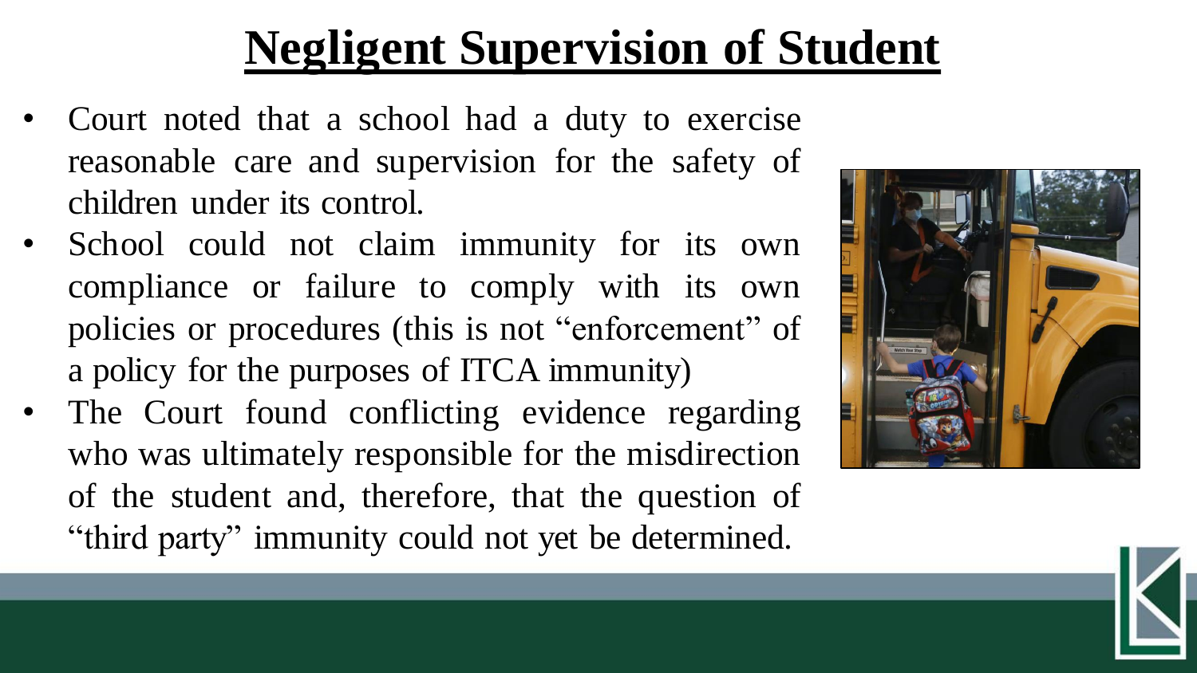# Negligent Supervision of Student

- Court noted that a school had a duty to exercise reasonable care and supervision for the safety of children under its control.
- School could not claim immunity for its own compliance or failure to comply with its own policies or procedures (this is not "enforcement" of a policy for the purposes of ITCA immunity)
- The Court found conflicting evidence regarding who was ultimately responsible for the misdirection of the student and, therefore, that the question of "third party" immunity could not yet be determined.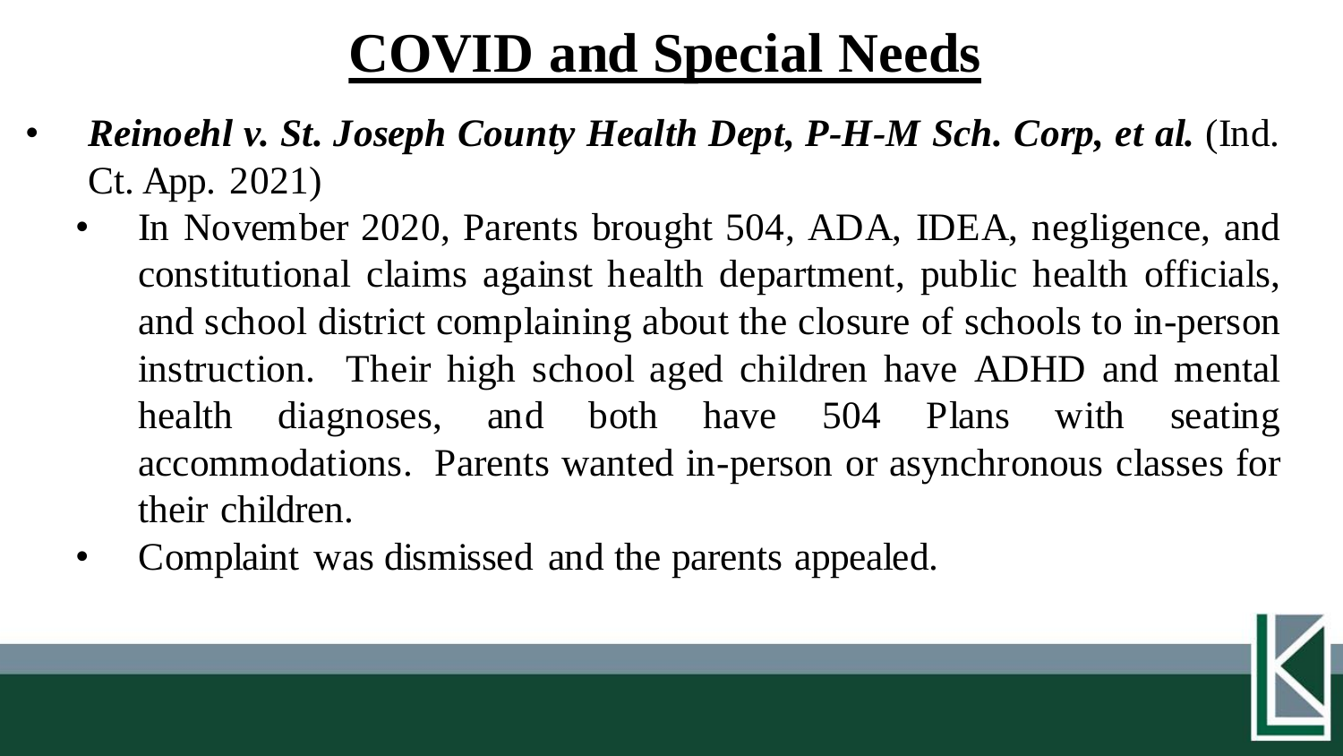# COVID and Special Needs

- ***Reinoehl v. St. Joseph County Health Dept, P-H-M Sch. Corp, et al.*** (Ind. Ct. App. 2021)
  - In November 2020, Parents brought 504, ADA, IDEA, negligence, and constitutional claims against health department, public health officials, and school district complaining about the closure of schools to in-person instruction. Their high school aged children have ADHD and mental health diagnoses, and both have 504 Plans with seating accommodations. Parents wanted in-person or asynchronous classes for their children.
  - Complaint was dismissed and the parents appealed.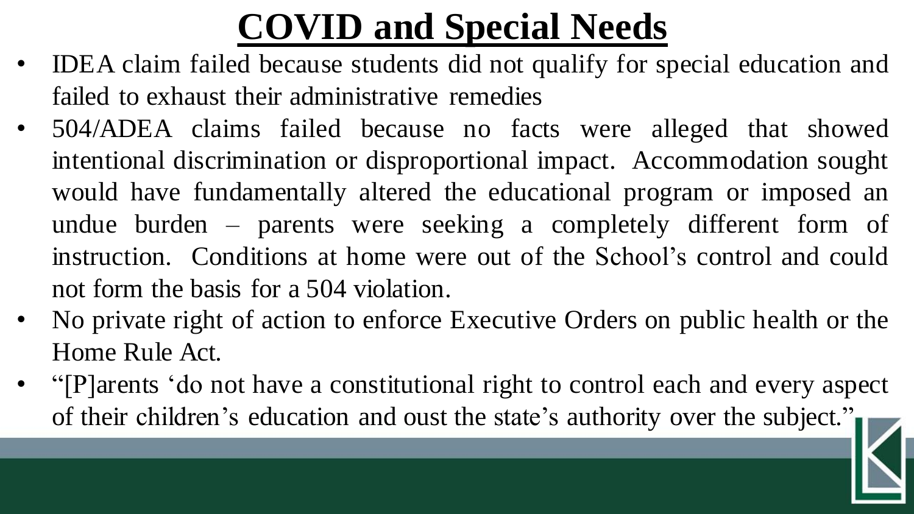# COVID and Special Needs

- IDEA claim failed because students did not qualify for special education and failed to exhaust their administrative remedies
- 504/ADEA claims failed because no facts were alleged that showed intentional discrimination or disproportional impact. Accommodation sought would have fundamentally altered the educational program or imposed an undue burden – parents were seeking a completely different form of instruction. Conditions at home were out of the School's control and could not form the basis for a 504 violation.
- No private right of action to enforce Executive Orders on public health or the Home Rule Act.
- "[P]arents 'do not have a constitutional right to control each and every aspect of their children's education and oust the state's authority over the subject.'"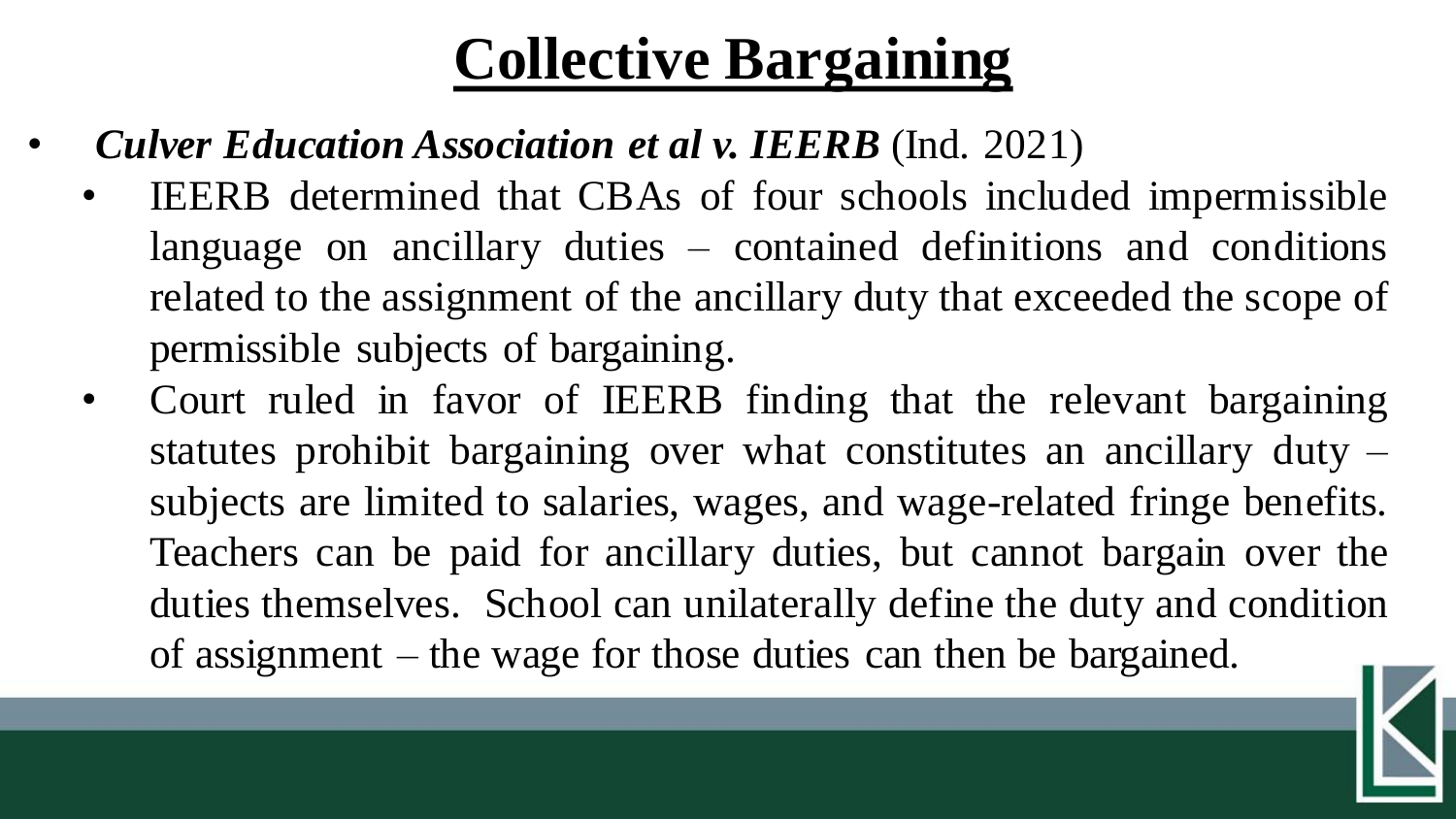# Collective Bargaining

- ***Culver Education Association et al v. IEERB*** (Ind. 2021)
  - IEERB determined that CBAs of four schools included impermissible language on ancillary duties – contained definitions and conditions related to the assignment of the ancillary duty that exceeded the scope of permissible subjects of bargaining.
  - Court ruled in favor of IEERB finding that the relevant bargaining statutes prohibit bargaining over what constitutes an ancillary duty – subjects are limited to salaries, wages, and wage-related fringe benefits. Teachers can be paid for ancillary duties, but cannot bargain over the duties themselves. School can unilaterally define the duty and condition of assignment – the wage for those duties can then be bargained.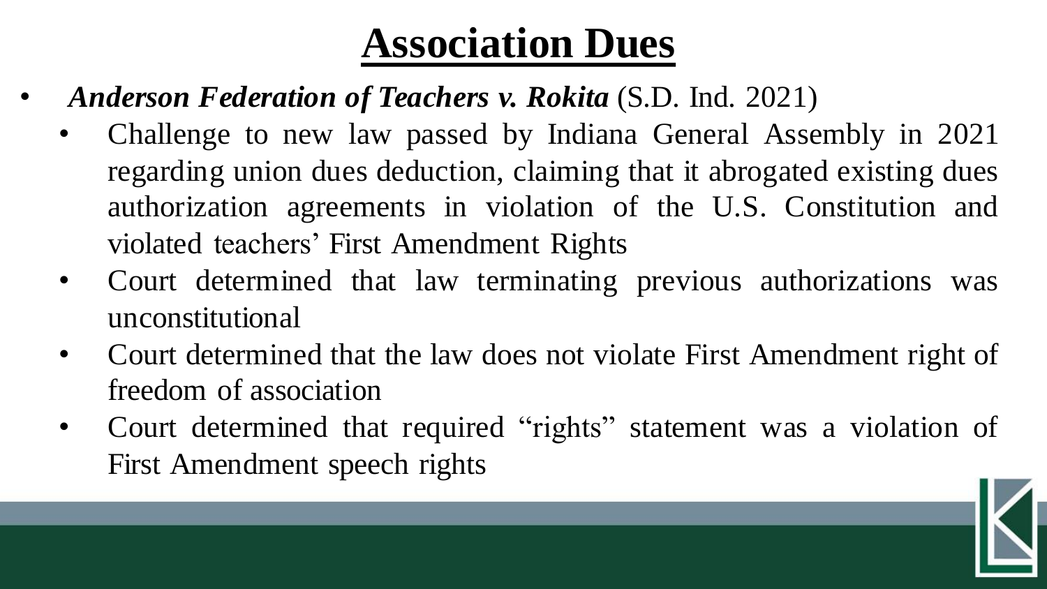# Association Dues

- ***Anderson Federation of Teachers v. Rokita*** (S.D. Ind. 2021)
  - Challenge to new law passed by Indiana General Assembly in 2021 regarding union dues deduction, claiming that it abrogated existing dues authorization agreements in violation of the U.S. Constitution and violated teachers' First Amendment Rights
  - Court determined that law terminating previous authorizations was unconstitutional
  - Court determined that the law does not violate First Amendment right of freedom of association
  - Court determined that required "rights" statement was a violation of First Amendment speech rights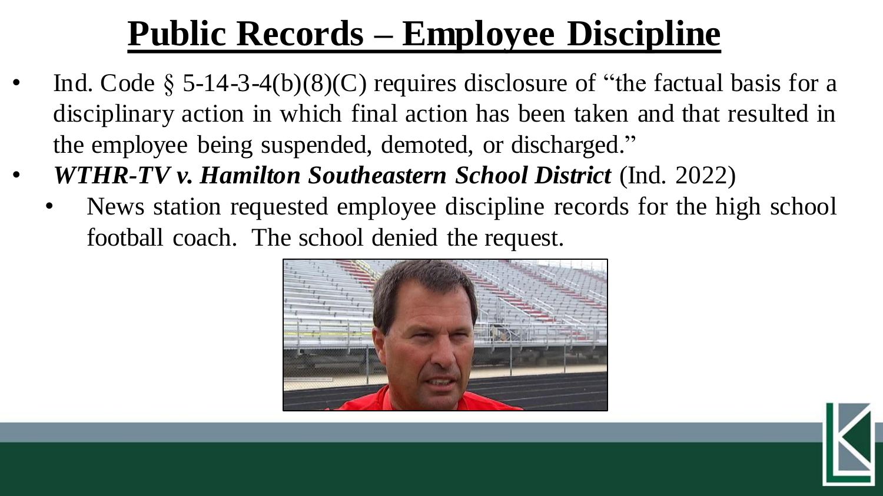# Public Records – Employee Discipline

- Ind. Code § 5-14-3-4(b)(8)(C) requires disclosure of "the factual basis for a disciplinary action in which final action has been taken and that resulted in the employee being suspended, demoted, or discharged."
- ***WTHR-TV v. Hamilton Southeastern School District*** (Ind. 2022)
  - News station requested employee discipline records for the high school football coach. The school denied the request.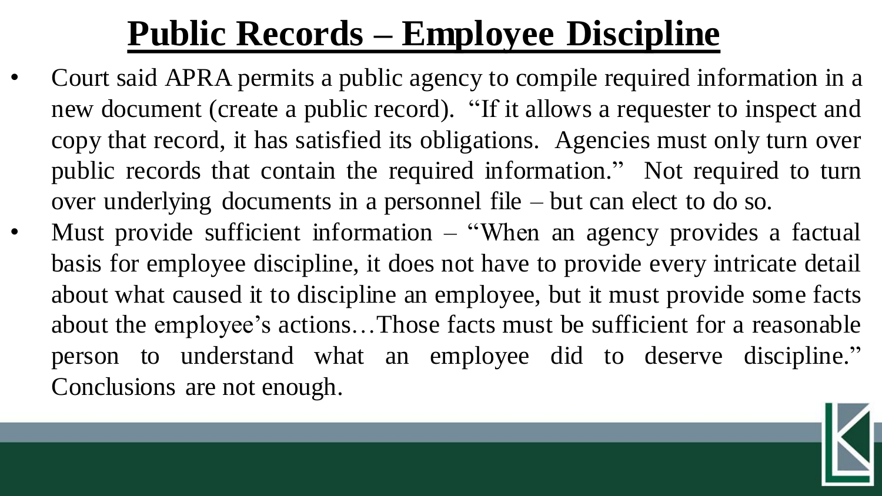# Public Records – Employee Discipline

- Court said APRA permits a public agency to compile required information in a new document (create a public record). "If it allows a requester to inspect and copy that record, it has satisfied its obligations. Agencies must only turn over public records that contain the required information." Not required to turn over underlying documents in a personnel file – but can elect to do so.
- Must provide sufficient information – "When an agency provides a factual basis for employee discipline, it does not have to provide every intricate detail about what caused it to discipline an employee, but it must provide some facts about the employee's actions…Those facts must be sufficient for a reasonable person to understand what an employee did to deserve discipline." Conclusions are not enough.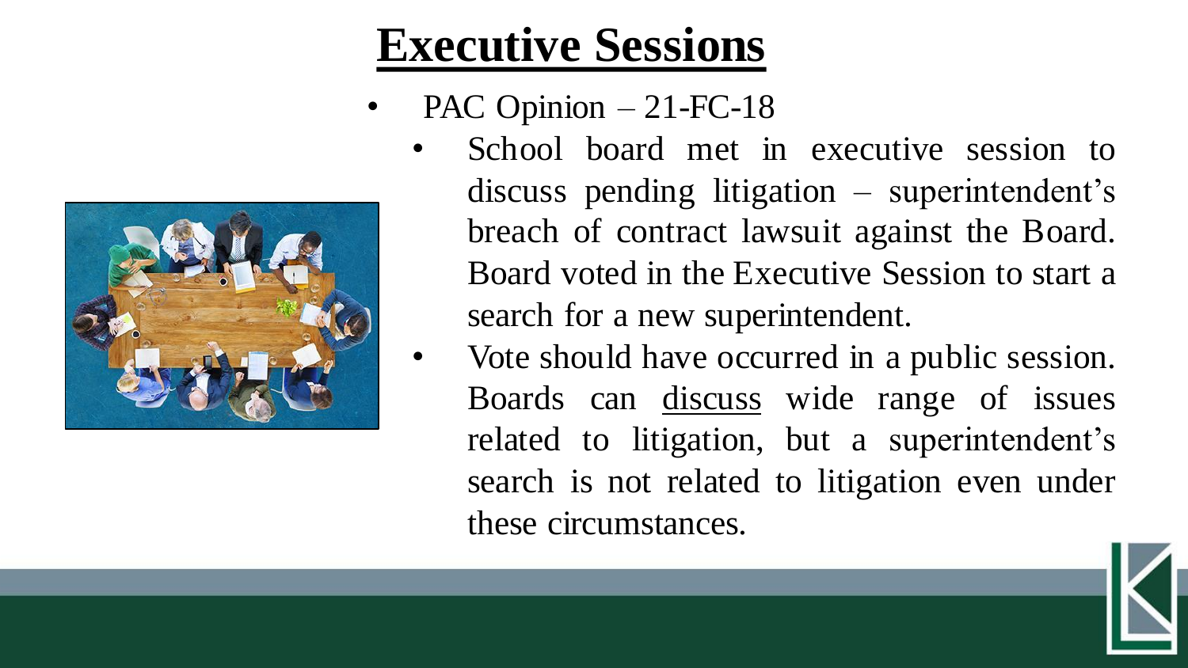# Executive Sessions

- PAC Opinion – 21-FC-18
  - School board met in executive session to discuss pending litigation – superintendent's breach of contract lawsuit against the Board. Board voted in the Executive Session to start a search for a new superintendent.
  - Vote should have occurred in a public session. Boards can <u>discuss</u> wide range of issues related to litigation, but a superintendent's search is not related to litigation even under these circumstances.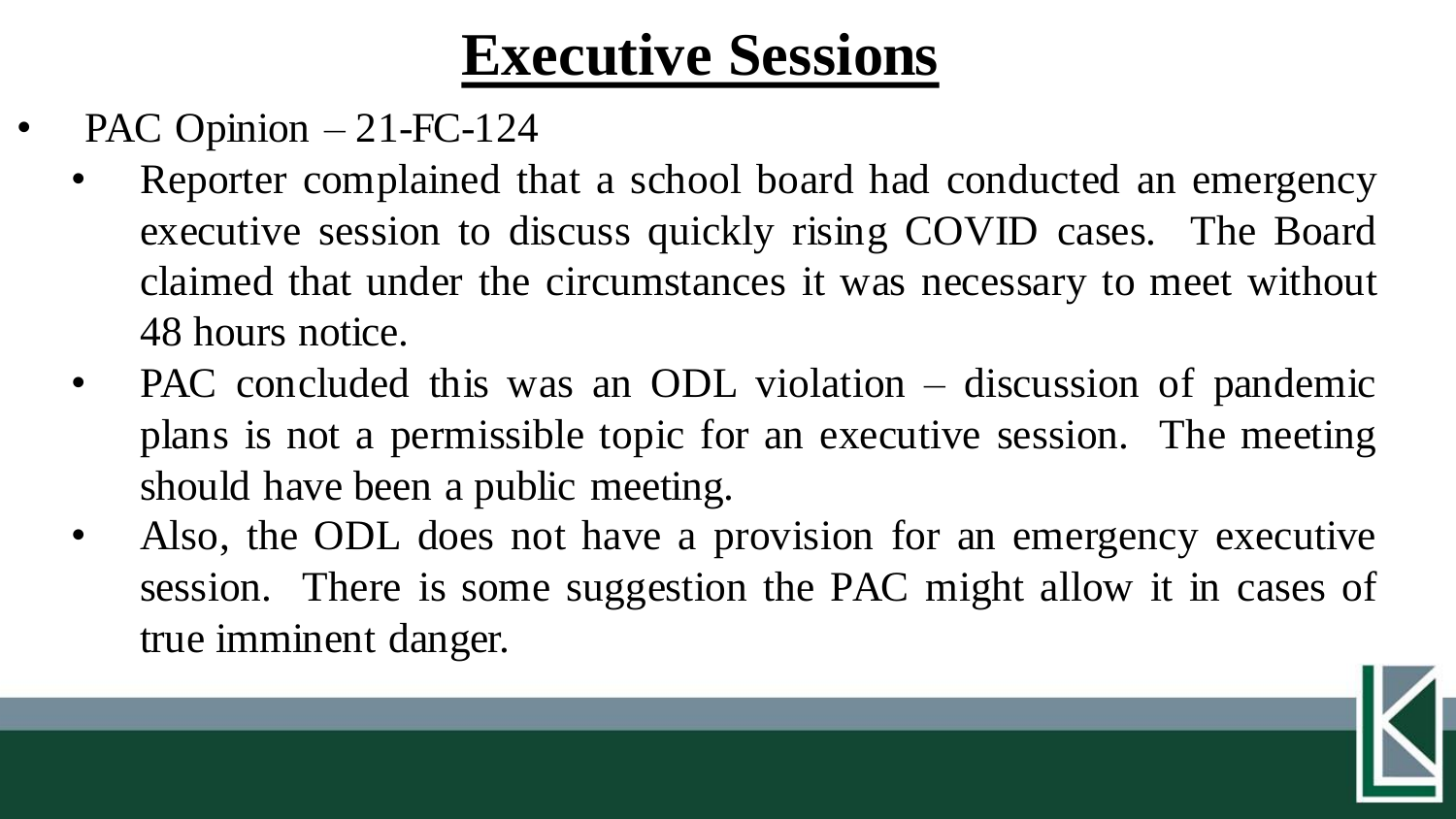# Executive Sessions

- PAC Opinion – 21-FC-124
  - Reporter complained that a school board had conducted an emergency executive session to discuss quickly rising COVID cases. The Board claimed that under the circumstances it was necessary to meet without 48 hours notice.
  - PAC concluded this was an ODL violation – discussion of pandemic plans is not a permissible topic for an executive session. The meeting should have been a public meeting.
  - Also, the ODL does not have a provision for an emergency executive session. There is some suggestion the PAC might allow it in cases of true imminent danger.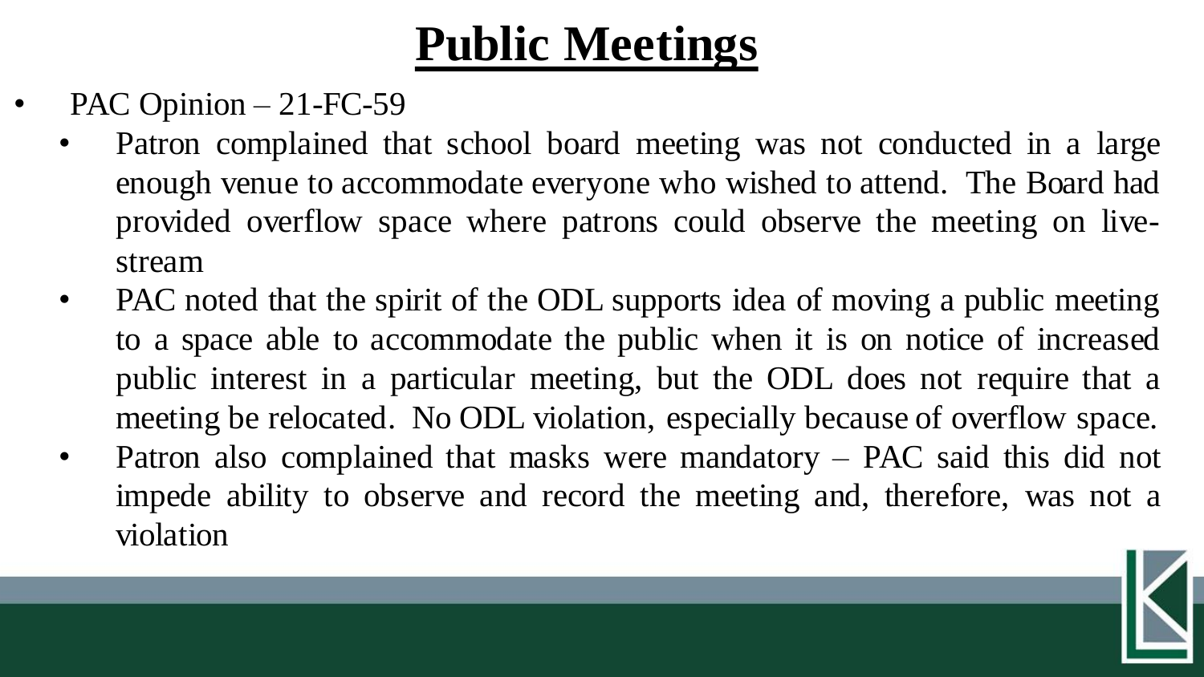# Public Meetings

- PAC Opinion – 21-FC-59
  - Patron complained that school board meeting was not conducted in a large enough venue to accommodate everyone who wished to attend. The Board had provided overflow space where patrons could observe the meeting on live-stream
  - PAC noted that the spirit of the ODL supports idea of moving a public meeting to a space able to accommodate the public when it is on notice of increased public interest in a particular meeting, but the ODL does not require that a meeting be relocated. No ODL violation, especially because of overflow space.
  - Patron also complained that masks were mandatory – PAC said this did not impede ability to observe and record the meeting and, therefore, was not a violation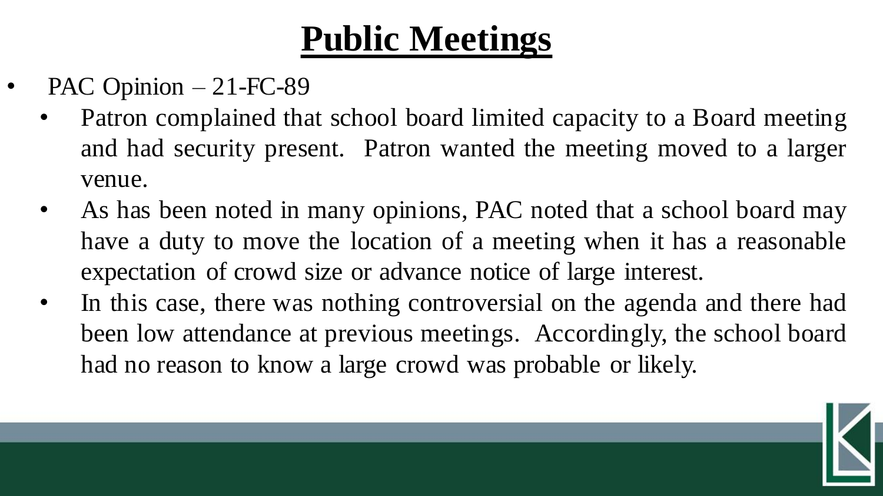# Public Meetings

- PAC Opinion – 21-FC-89
  - Patron complained that school board limited capacity to a Board meeting and had security present. Patron wanted the meeting moved to a larger venue.
  - As has been noted in many opinions, PAC noted that a school board may have a duty to move the location of a meeting when it has a reasonable expectation of crowd size or advance notice of large interest.
  - In this case, there was nothing controversial on the agenda and there had been low attendance at previous meetings. Accordingly, the school board had no reason to know a large crowd was probable or likely.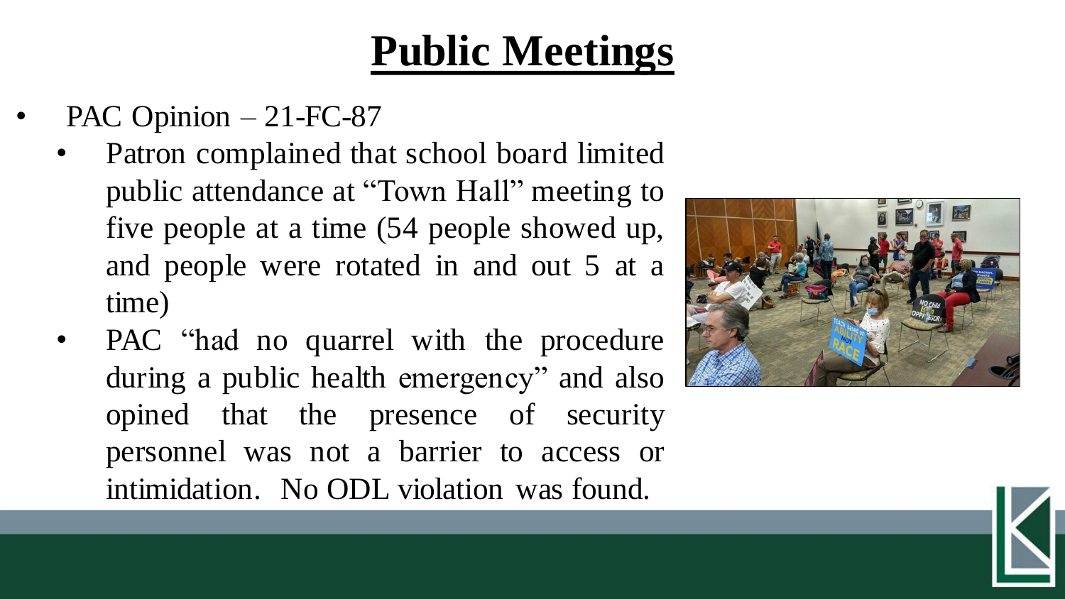# Public Meetings

- PAC Opinion – 21-FC-87
  - Patron complained that school board limited public attendance at "Town Hall" meeting to five people at a time (54 people showed up, and people were rotated in and out 5 at a time)
  - PAC "had no quarrel with the procedure during a public health emergency" and also opined that the presence of security personnel was not a barrier to access or intimidation. No ODL violation was found.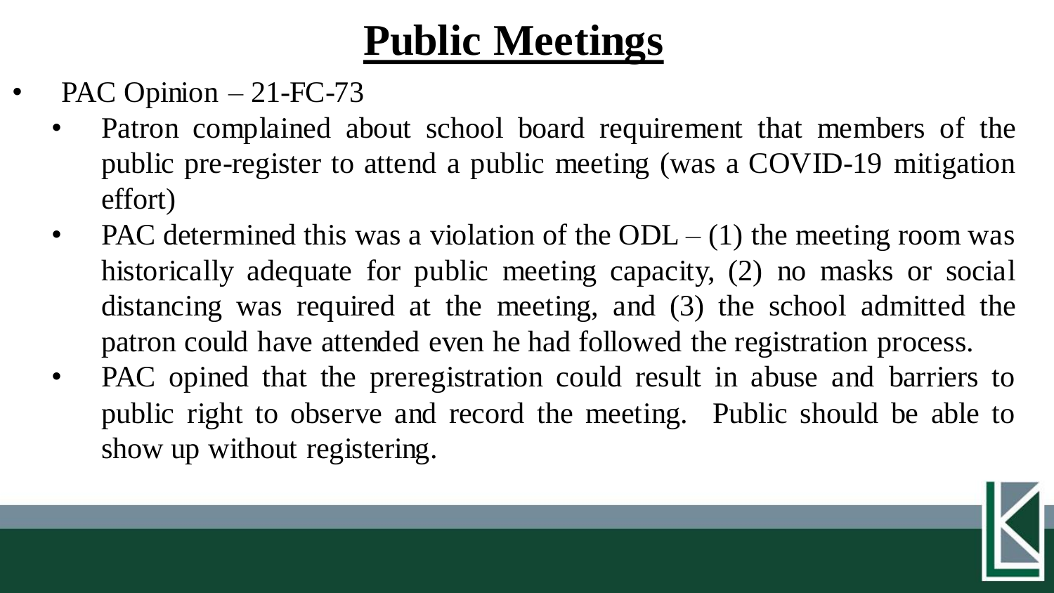# Public Meetings

- PAC Opinion – 21-FC-73
  - Patron complained about school board requirement that members of the public pre-register to attend a public meeting (was a COVID-19 mitigation effort)
  - PAC determined this was a violation of the ODL – (1) the meeting room was historically adequate for public meeting capacity, (2) no masks or social distancing was required at the meeting, and (3) the school admitted the patron could have attended even he had followed the registration process.
  - PAC opined that the preregistration could result in abuse and barriers to public right to observe and record the meeting. Public should be able to show up without registering.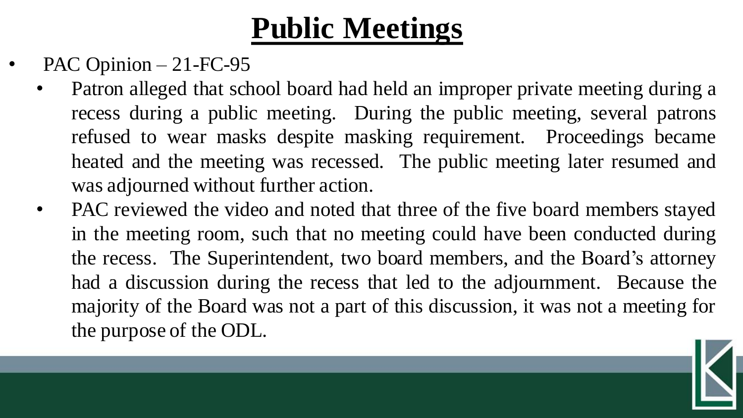# Public Meetings

- PAC Opinion – 21-FC-95
  - Patron alleged that school board had held an improper private meeting during a recess during a public meeting. During the public meeting, several patrons refused to wear masks despite masking requirement. Proceedings became heated and the meeting was recessed. The public meeting later resumed and was adjourned without further action.
  - PAC reviewed the video and noted that three of the five board members stayed in the meeting room, such that no meeting could have been conducted during the recess. The Superintendent, two board members, and the Board's attorney had a discussion during the recess that led to the adjournment. Because the majority of the Board was not a part of this discussion, it was not a meeting for the purpose of the ODL.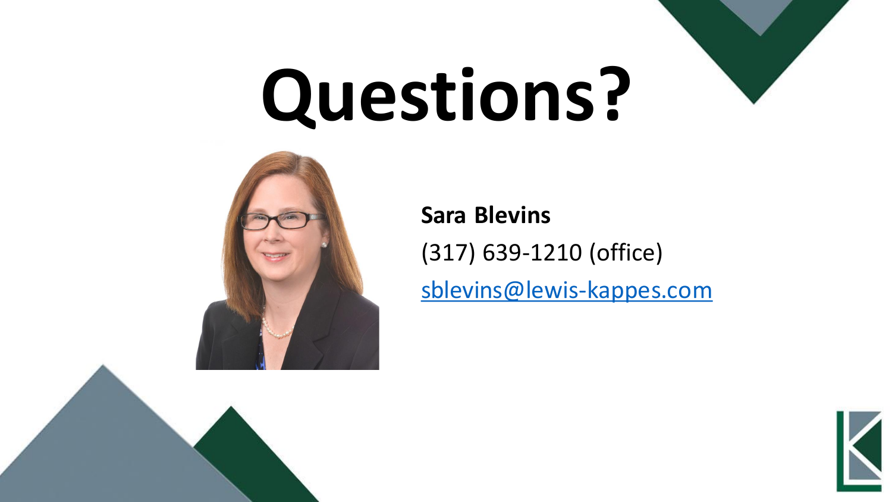# Questions?

**Sara Blevins**

(317) 639-1210 (office)

sblevins@lewis-kappes.com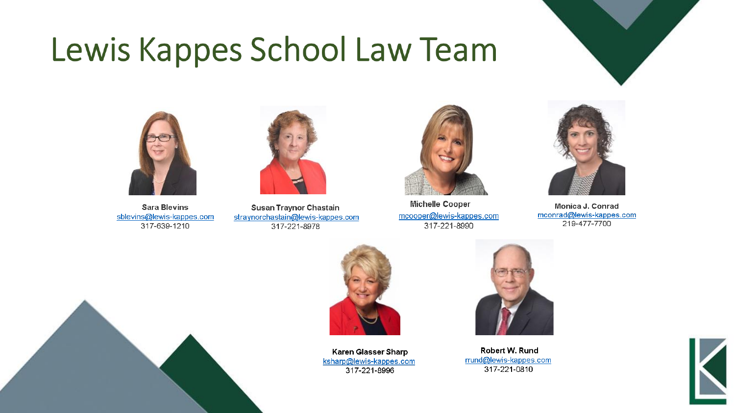# Lewis Kappes School Law Team

**Sara Blevins**
sblevins@lewis-kappes.com
317-639-1210

**Susan Traynor Chastain**
straynorchastain@lewis-kappes.com
317-221-8978

**Michelle Cooper**
mcooper@lewis-kappes.com
317-221-8990

**Monica J. Conrad**
mconrad@lewis-kappes.com
219-477-7700

**Karen Glasser Sharp**
ksharp@lewis-kappes.com
317-221-8996

**Robert W. Rund**
rrund@lewis-kappes.com
317-221-0810